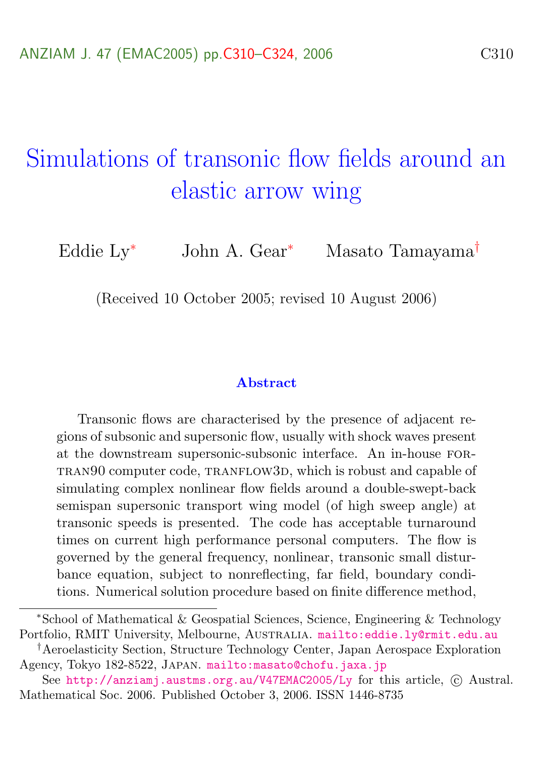# Simulations of transonic flow fields around an elastic arrow wing

Eddie Ly[*] John A. Gear[*] Masato Tamayama[†]

(Received 10 October 2005; revised 10 August 2006)

## Abstract

Transonic flows are characterised by the presence of adjacent regions of subsonic and supersonic flow, usually with shock waves present at the downstream supersonic-subsonic interface. An in-house FORTRAN90 computer code, TRANFLOW3D, which is robust and capable of simulating complex nonlinear flow fields around a double-swept-back semispan supersonic transport wing model (of high sweep angle) at transonic speeds is presented. The code has acceptable turnaround times on current high performance personal computers. The flow is governed by the general frequency, nonlinear, transonic small disturbance equation, subject to nonreflecting, far field, boundary conditions. Numerical solution procedure based on finite difference method,

---

[*] School of Mathematical & Geospatial Sciences, Science, Engineering & Technology Portfolio, RMIT University, Melbourne, AUSTRALIA. mailto:eddie.ly@rmit.edu.au

[†] Aeroelasticity Section, Structure Technology Center, Japan Aerospace Exploration Agency, Tokyo 182-8522, JAPAN. mailto:masato@chofu.jaxa.jp

See http://anziamj.austms.org.au/V47EMAC2005/Ly for this article, © Austral. Mathematical Soc. 2006. Published October 3, 2006. ISSN 1446-8735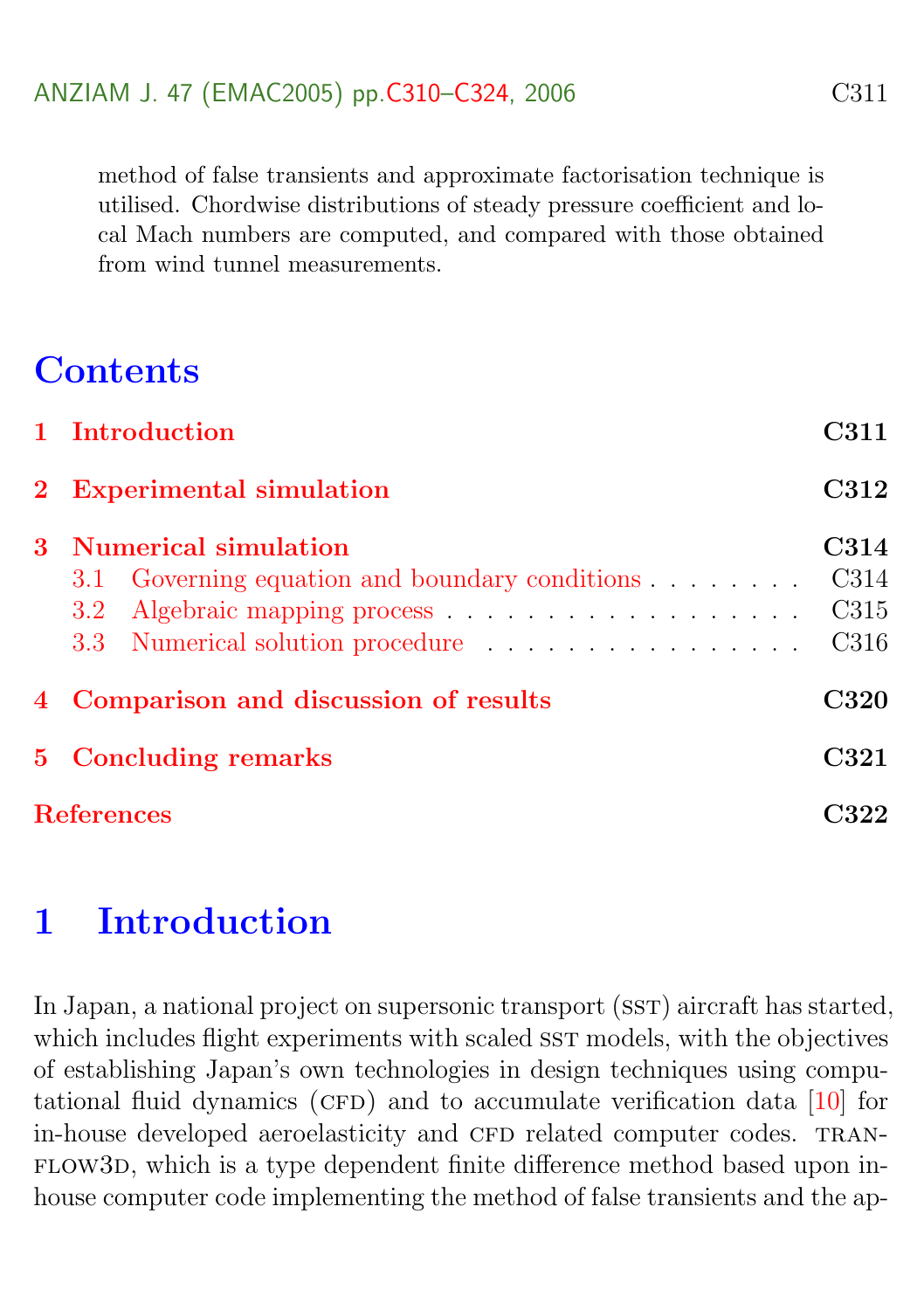method of false transients and approximate factorisation technique is utilised. Chordwise distributions of steady pressure coefficient and local Mach numbers are computed, and compared with those obtained from wind tunnel measurements.

## Contents

1 Introduction — C311

2 Experimental simulation — C312

3 Numerical simulation — C314
- 3.1 Governing equation and boundary conditions — C314
- 3.2 Algebraic mapping process — C315
- 3.3 Numerical solution procedure — C316

4 Comparison and discussion of results — C320

5 Concluding remarks — C321

References — C322

# 1 Introduction

In Japan, a national project on supersonic transport (SST) aircraft has started, which includes flight experiments with scaled SST models, with the objectives of establishing Japan's own technologies in design techniques using computational fluid dynamics (CFD) and to accumulate verification data [10] for in-house developed aeroelasticity and CFD related computer codes. TRANFLOW3D, which is a type dependent finite difference method based upon inhouse computer code implementing the method of false transients and the ap-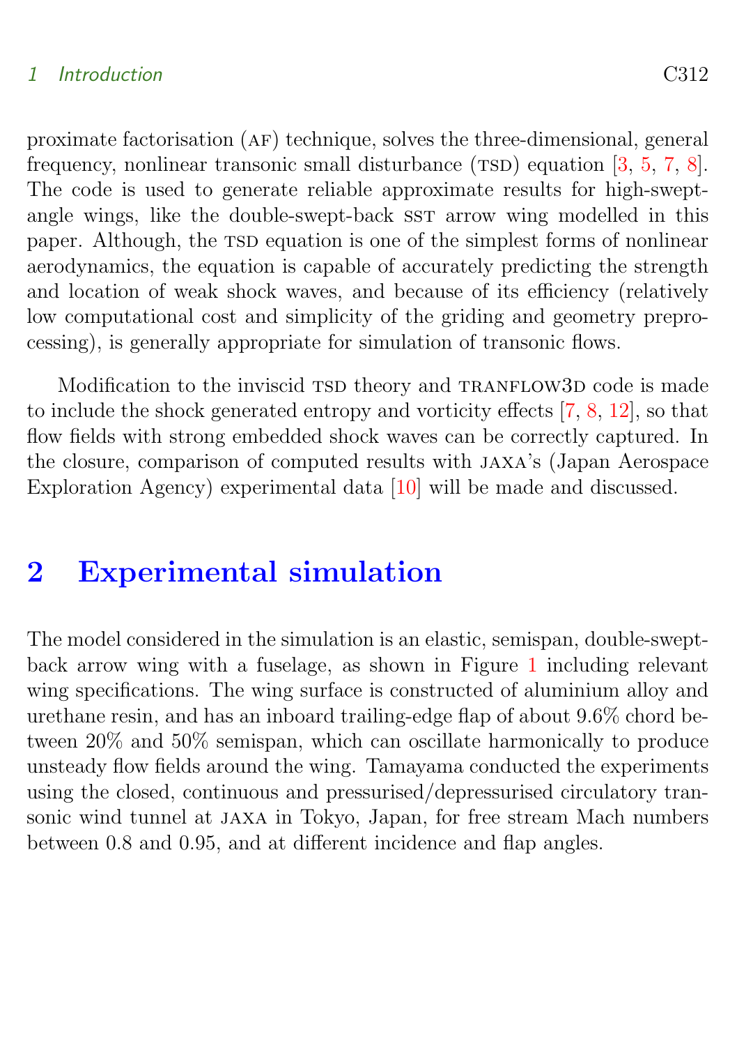proximate factorisation (AF) technique, solves the three-dimensional, general frequency, nonlinear transonic small disturbance (TSD) equation [3, 5, 7, 8]. The code is used to generate reliable approximate results for high-swept-angle wings, like the double-swept-back SST arrow wing modelled in this paper. Although, the TSD equation is one of the simplest forms of nonlinear aerodynamics, the equation is capable of accurately predicting the strength and location of weak shock waves, and because of its efficiency (relatively low computational cost and simplicity of the griding and geometry preprocessing), is generally appropriate for simulation of transonic flows.

Modification to the inviscid TSD theory and TRANFLOW3D code is made to include the shock generated entropy and vorticity effects [7, 8, 12], so that flow fields with strong embedded shock waves can be correctly captured. In the closure, comparison of computed results with JAXA's (Japan Aerospace Exploration Agency) experimental data [10] will be made and discussed.

## 2 Experimental simulation

The model considered in the simulation is an elastic, semispan, double-swept-back arrow wing with a fuselage, as shown in Figure 1 including relevant wing specifications. The wing surface is constructed of aluminium alloy and urethane resin, and has an inboard trailing-edge flap of about 9.6% chord between 20% and 50% semispan, which can oscillate harmonically to produce unsteady flow fields around the wing. Tamayama conducted the experiments using the closed, continuous and pressurised/depressurised circulatory transonic wind tunnel at JAXA in Tokyo, Japan, for free stream Mach numbers between 0.8 and 0.95, and at different incidence and flap angles.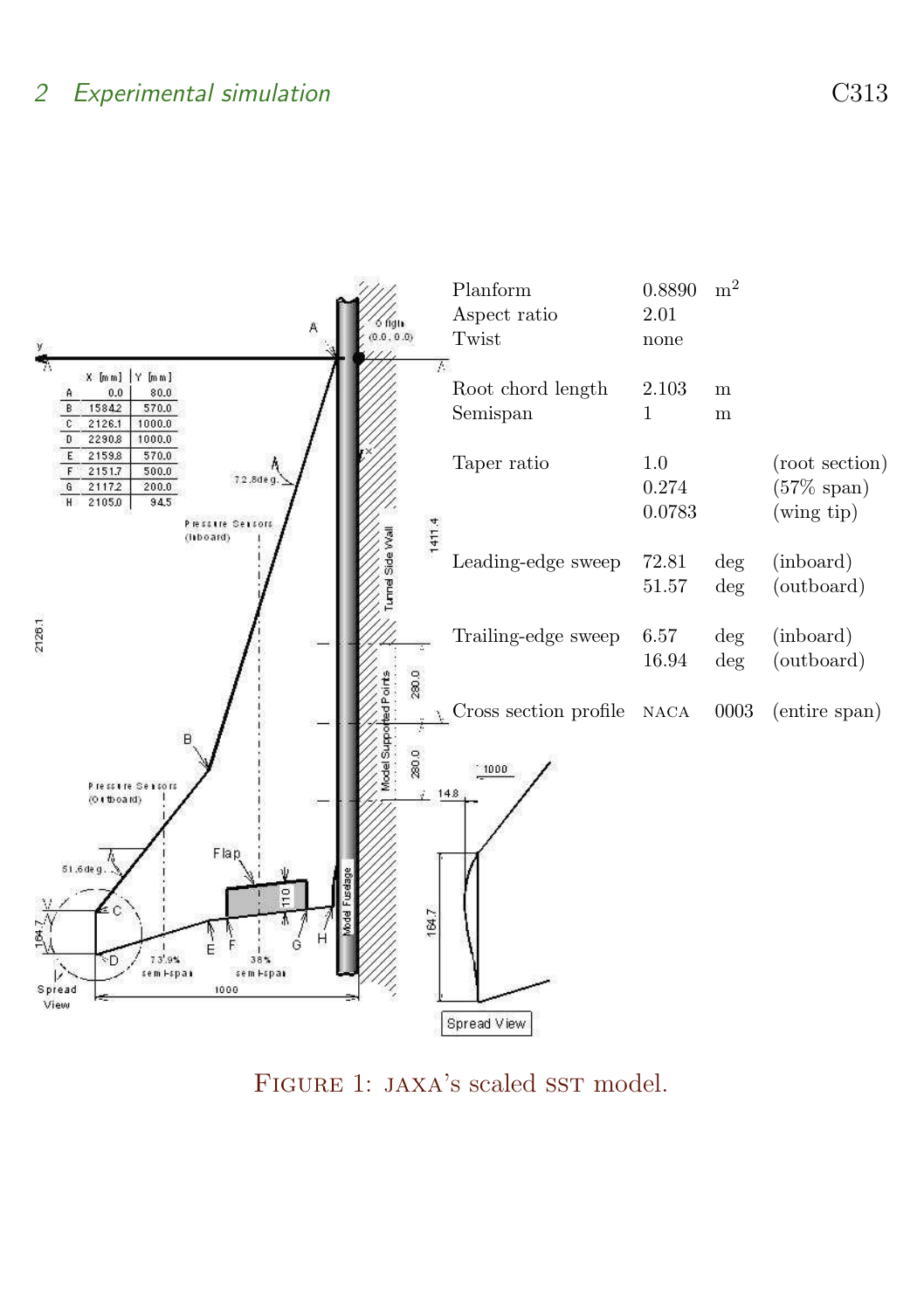| | | | |
|---|---|---|---|
| Planform | 0.8890 | $m^2$ | |
| Aspect ratio | 2.01 | | |
| Twist | none | | |
| Root chord length | 2.103 | m | |
| Semispan | 1 | m | |
| Taper ratio | 1.0 | | (root section) |
| | 0.274 | | (57% span) |
| | 0.0783 | | (wing tip) |
| Leading-edge sweep | 72.81 | deg | (inboard) |
| | 51.57 | deg | (outboard) |
| Trailing-edge sweep | 6.57 | deg | (inboard) |
| | 16.94 | deg | (outboard) |
| Cross section profile | NACA | 0003 | (entire span) |

| | X [mm] | Y [mm] |
|---|---|---|
| A | 0.0 | 80.0 |
| B | 1584.2 | 570.0 |
| C | 2126.1 | 1000.0 |
| D | 2290.8 | 1000.0 |
| E | 2159.8 | 570.0 |
| F | 2151.7 | 500.0 |
| G | 2117.2 | 200.0 |
| H | 2105.0 | 94.5 |

FIGURE 1: JAXA's scaled SST model.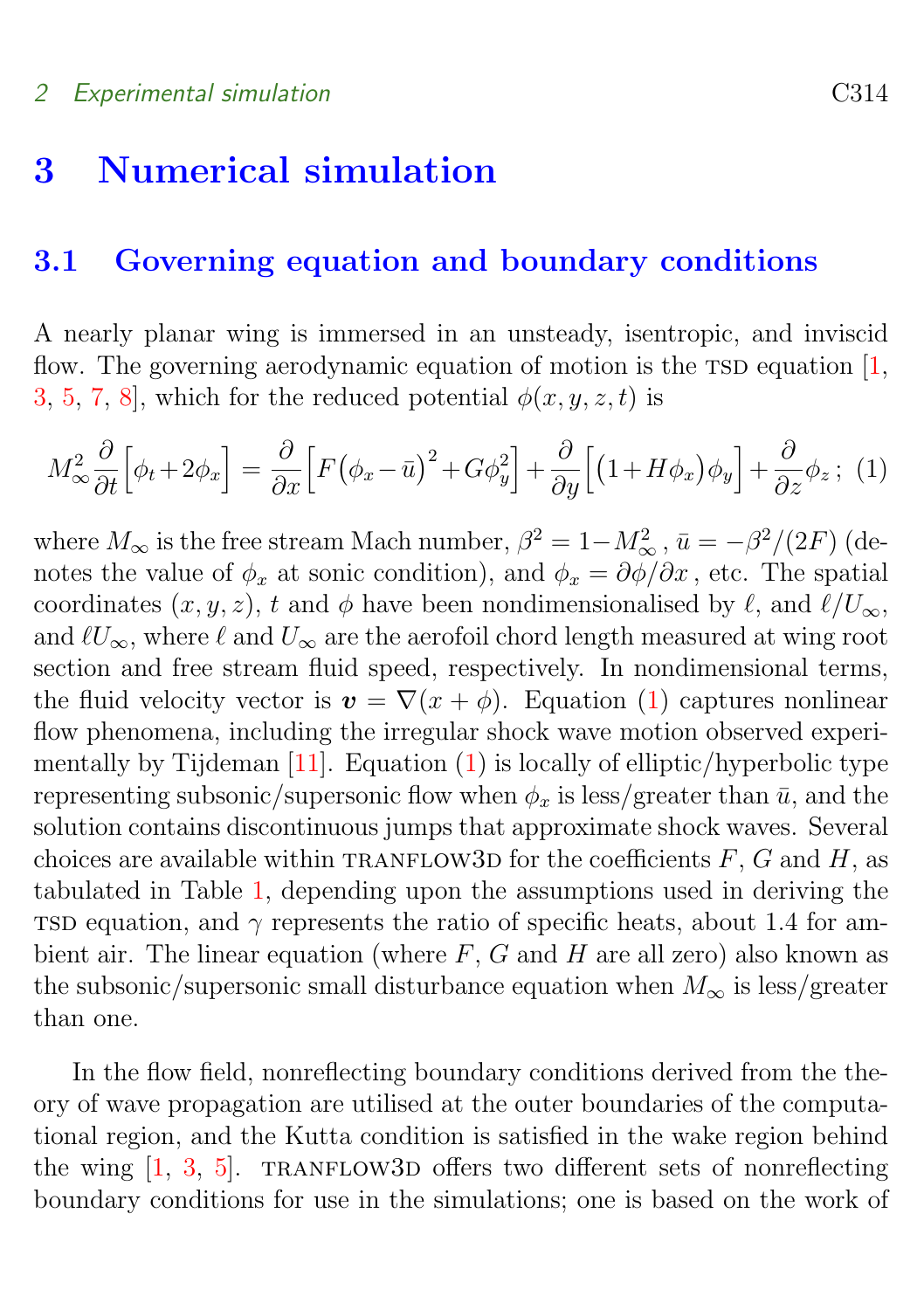# 3 Numerical simulation

## 3.1 Governing equation and boundary conditions

A nearly planar wing is immersed in an unsteady, isentropic, and inviscid flow. The governing aerodynamic equation of motion is the TSD equation [1, 3, 5, 7, 8], which for the reduced potential $\phi(x, y, z, t)$ is

$$M_\infty^2 \frac{\partial}{\partial t}\Big[\phi_t + 2\phi_x\Big] = \frac{\partial}{\partial x}\Big[F\big(\phi_x - \bar{u}\big)^2 + G\phi_y^2\Big] + \frac{\partial}{\partial y}\Big[\big(1 + H\phi_x\big)\phi_y\Big] + \frac{\partial}{\partial z}\phi_z\,; \quad (1)$$

where $M_\infty$ is the free stream Mach number, $\beta^2 = 1 - M_\infty^2$, $\bar{u} = -\beta^2/(2F)$ (denotes the value of $\phi_x$ at sonic condition), and $\phi_x = \partial\phi/\partial x$, etc. The spatial coordinates $(x, y, z)$, $t$ and $\phi$ have been nondimensionalised by $\ell$, and $\ell/U_\infty$, and $\ell U_\infty$, where $\ell$ and $U_\infty$ are the aerofoil chord length measured at wing root section and free stream fluid speed, respectively. In nondimensional terms, the fluid velocity vector is $\boldsymbol{v} = \nabla(x + \phi)$. Equation (1) captures nonlinear flow phenomena, including the irregular shock wave motion observed experimentally by Tijdeman [11]. Equation (1) is locally of elliptic/hyperbolic type representing subsonic/supersonic flow when $\phi_x$ is less/greater than $\bar{u}$, and the solution contains discontinuous jumps that approximate shock waves. Several choices are available within TRANFLOW3D for the coefficients $F$, $G$ and $H$, as tabulated in Table 1, depending upon the assumptions used in deriving the TSD equation, and $\gamma$ represents the ratio of specific heats, about 1.4 for ambient air. The linear equation (where $F$, $G$ and $H$ are all zero) also known as the subsonic/supersonic small disturbance equation when $M_\infty$ is less/greater than one.

In the flow field, nonreflecting boundary conditions derived from the theory of wave propagation are utilised at the outer boundaries of the computational region, and the Kutta condition is satisfied in the wake region behind the wing [1, 3, 5]. TRANFLOW3D offers two different sets of nonreflecting boundary conditions for use in the simulations; one is based on the work of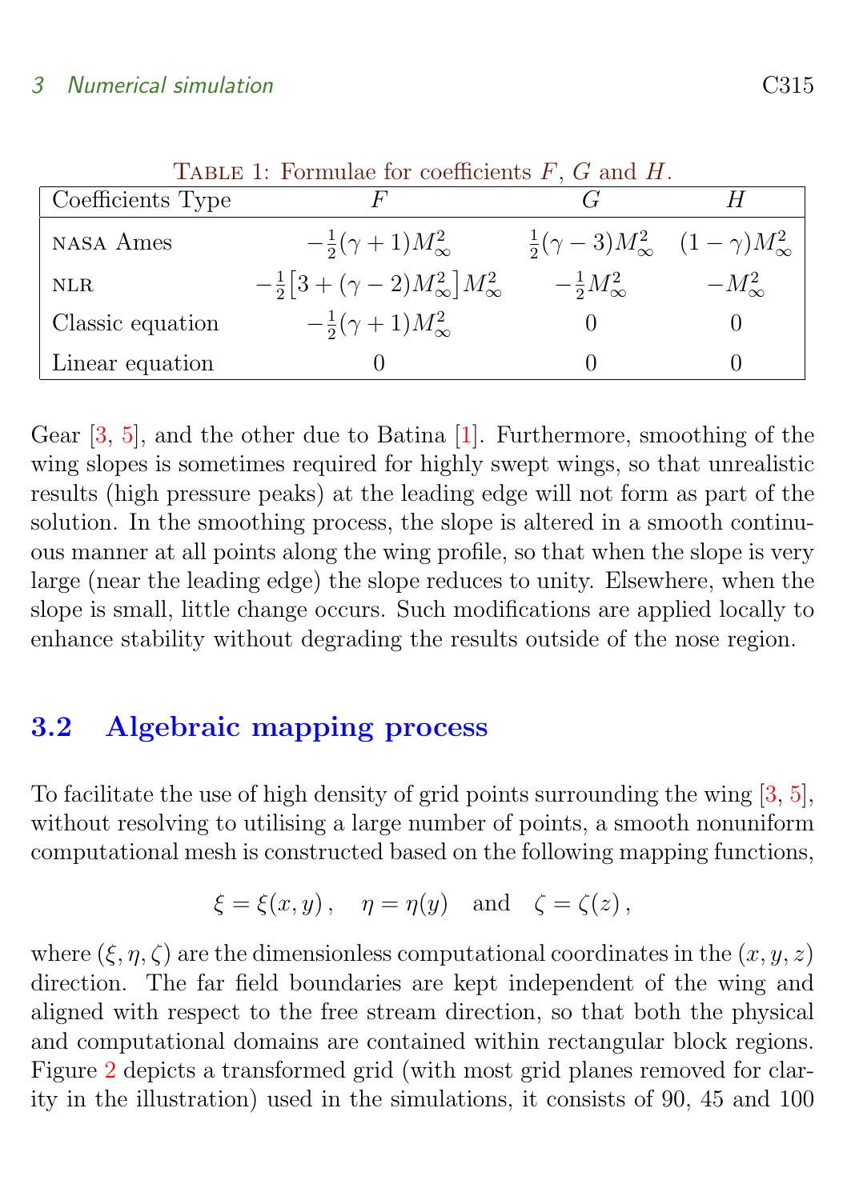Table 1: Formulae for coefficients $F$, $G$ and $H$.

| Coefficients Type | $F$ | $G$ | $H$ |
|---|---|---|---|
| NASA Ames | $-\frac{1}{2}(\gamma+1)M_\infty^2$ | $\frac{1}{2}(\gamma-3)M_\infty^2$ | $(1-\gamma)M_\infty^2$ |
| NLR | $-\frac{1}{2}\left[3+(\gamma-2)M_\infty^2\right]M_\infty^2$ | $-\frac{1}{2}M_\infty^2$ | $-M_\infty^2$ |
| Classic equation | $-\frac{1}{2}(\gamma+1)M_\infty^2$ | 0 | 0 |
| Linear equation | 0 | 0 | 0 |

Gear [3, 5], and the other due to Batina [1]. Furthermore, smoothing of the wing slopes is sometimes required for highly swept wings, so that unrealistic results (high pressure peaks) at the leading edge will not form as part of the solution. In the smoothing process, the slope is altered in a smooth continuous manner at all points along the wing profile, so that when the slope is very large (near the leading edge) the slope reduces to unity. Elsewhere, when the slope is small, little change occurs. Such modifications are applied locally to enhance stability without degrading the results outside of the nose region.

## 3.2 Algebraic mapping process

To facilitate the use of high density of grid points surrounding the wing [3, 5], without resolving to utilising a large number of points, a smooth nonuniform computational mesh is constructed based on the following mapping functions,

$$\xi = \xi(x,y)\,, \quad \eta = \eta(y) \quad \text{and} \quad \zeta = \zeta(z)\,,$$

where $(\xi, \eta, \zeta)$ are the dimensionless computational coordinates in the $(x, y, z)$ direction. The far field boundaries are kept independent of the wing and aligned with respect to the free stream direction, so that both the physical and computational domains are contained within rectangular block regions. Figure 2 depicts a transformed grid (with most grid planes removed for clarity in the illustration) used in the simulations, it consists of 90, 45 and 100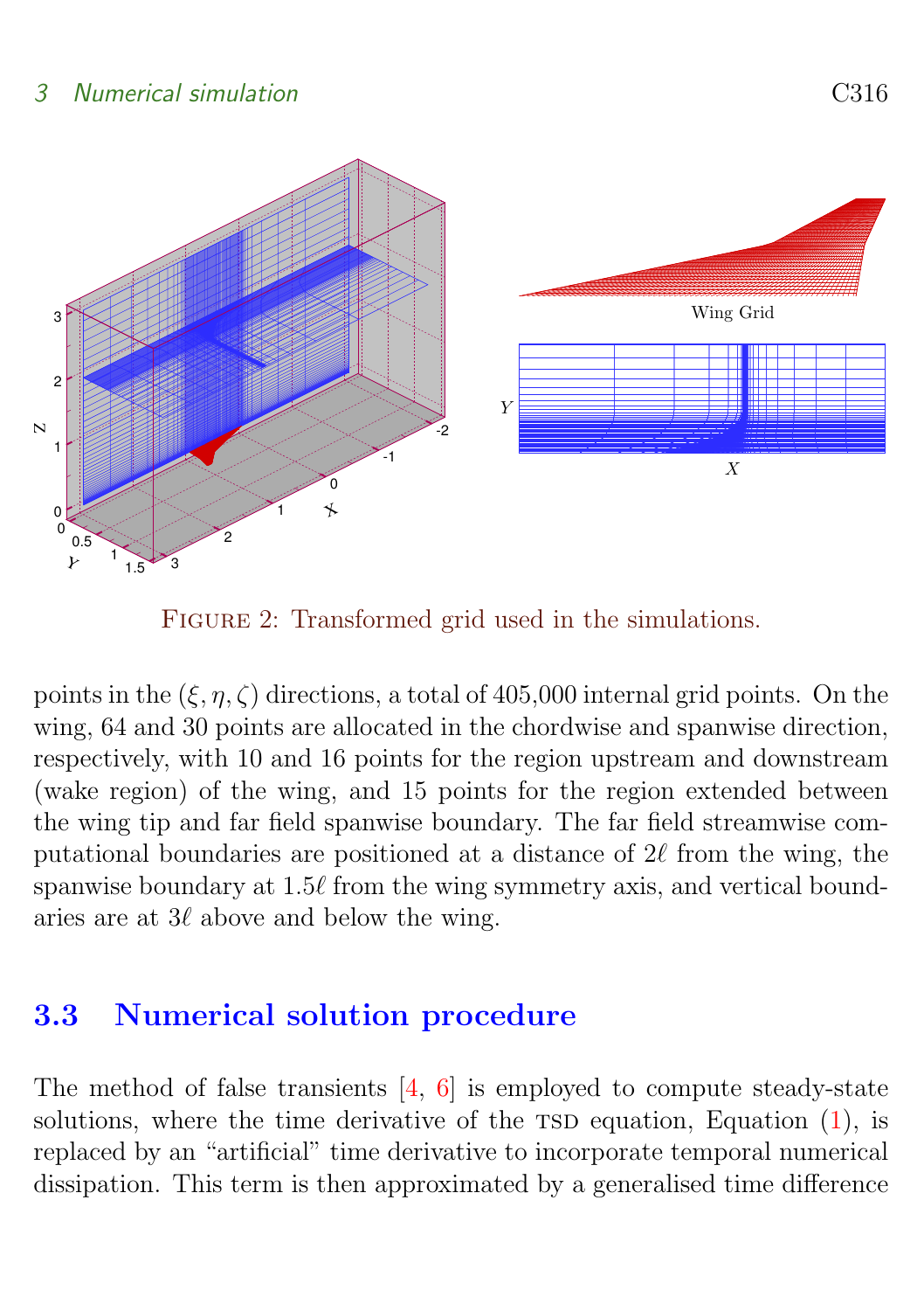Figure 2: Transformed grid used in the simulations.

points in the $(\xi, \eta, \zeta)$ directions, a total of 405,000 internal grid points. On the wing, 64 and 30 points are allocated in the chordwise and spanwise direction, respectively, with 10 and 16 points for the region upstream and downstream (wake region) of the wing, and 15 points for the region extended between the wing tip and far field spanwise boundary. The far field streamwise computational boundaries are positioned at a distance of $2\ell$ from the wing, the spanwise boundary at $1.5\ell$ from the wing symmetry axis, and vertical boundaries are at $3\ell$ above and below the wing.

## 3.3 Numerical solution procedure

The method of false transients [4, 6] is employed to compute steady-state solutions, where the time derivative of the TSD equation, Equation (1), is replaced by an "artificial" time derivative to incorporate temporal numerical dissipation. This term is then approximated by a generalised time difference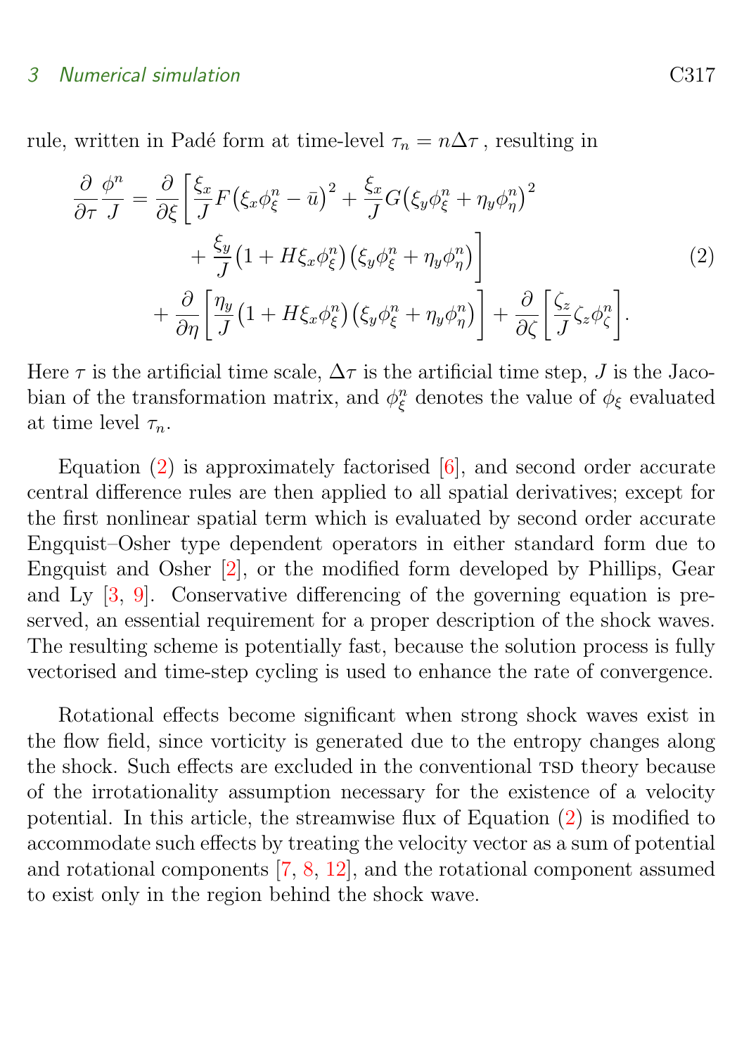rule, written in Padé form at time-level $\tau_n = n\Delta\tau$ , resulting in

$$
\begin{aligned}
\frac{\partial}{\partial \tau}\frac{\phi^n}{J} = {} & \frac{\partial}{\partial \xi}\bigg[\frac{\xi_x}{J}F\big(\xi_x\phi^n_\xi - \bar{u}\big)^2 + \frac{\xi_x}{J}G\big(\xi_y\phi^n_\xi + \eta_y\phi^n_\eta\big)^2 \\
& \qquad + \frac{\xi_y}{J}\big(1 + H\xi_x\phi^n_\xi\big)\big(\xi_y\phi^n_\xi + \eta_y\phi^n_\eta\big)\bigg] \\
& + \frac{\partial}{\partial \eta}\bigg[\frac{\eta_y}{J}\big(1 + H\xi_x\phi^n_\xi\big)\big(\xi_y\phi^n_\xi + \eta_y\phi^n_\eta\big)\bigg] + \frac{\partial}{\partial \zeta}\bigg[\frac{\zeta_z}{J}\zeta_z\phi^n_\zeta\bigg].
\end{aligned}
\tag{2}
$$

Here $\tau$ is the artificial time scale, $\Delta\tau$ is the artificial time step, $J$ is the Jacobian of the transformation matrix, and $\phi^n_\xi$ denotes the value of $\phi_\xi$ evaluated at time level $\tau_n$.

Equation (2) is approximately factorised [6], and second order accurate central difference rules are then applied to all spatial derivatives; except for the first nonlinear spatial term which is evaluated by second order accurate Engquist–Osher type dependent operators in either standard form due to Engquist and Osher [2], or the modified form developed by Phillips, Gear and Ly [3, 9]. Conservative differencing of the governing equation is preserved, an essential requirement for a proper description of the shock waves. The resulting scheme is potentially fast, because the solution process is fully vectorised and time-step cycling is used to enhance the rate of convergence.

Rotational effects become significant when strong shock waves exist in the flow field, since vorticity is generated due to the entropy changes along the shock. Such effects are excluded in the conventional TSD theory because of the irrotationality assumption necessary for the existence of a velocity potential. In this article, the streamwise flux of Equation (2) is modified to accommodate such effects by treating the velocity vector as a sum of potential and rotational components [7, 8, 12], and the rotational component assumed to exist only in the region behind the shock wave.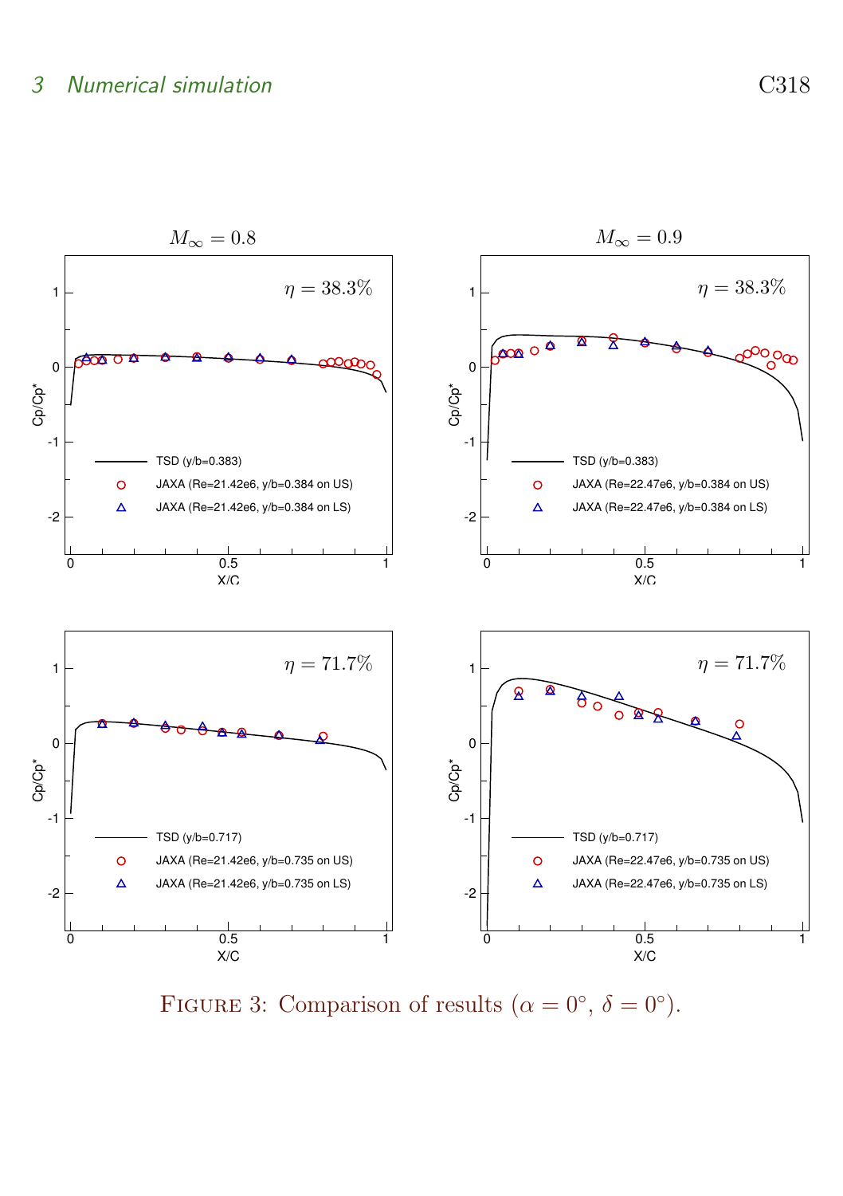Figure panels (upper row: $M_\infty = 0.8$, left; $M_\infty = 0.9$, right; lower row: same Mach numbers):

- Upper left: $M_\infty = 0.8$, $\eta = 38.3\%$
- Upper right: $M_\infty = 0.9$, $\eta = 38.3\%$
- Lower left: $M_\infty = 0.8$, $\eta = 71.7\%$
- Lower right: $M_\infty = 0.9$, $\eta = 71.7\%$

Axes: X/C (horizontal), Cp/Cp* (vertical)

Legends:

- Upper left: TSD (y/b=0.383); JAXA (Re=21.42e6, y/b=0.384 on US); JAXA (Re=21.42e6, y/b=0.384 on LS)
- Upper right: TSD (y/b=0.383); JAXA (Re=22.47e6, y/b=0.384 on US); JAXA (Re=22.47e6, y/b=0.384 on LS)
- Lower left: TSD (y/b=0.717); JAXA (Re=21.42e6, y/b=0.735 on US); JAXA (Re=21.42e6, y/b=0.735 on LS)
- Lower right: TSD (y/b=0.717); JAXA (Re=22.47e6, y/b=0.735 on US); JAXA (Re=22.47e6, y/b=0.735 on LS)

Figure 3: Comparison of results ($\alpha = 0^\circ$, $\delta = 0^\circ$).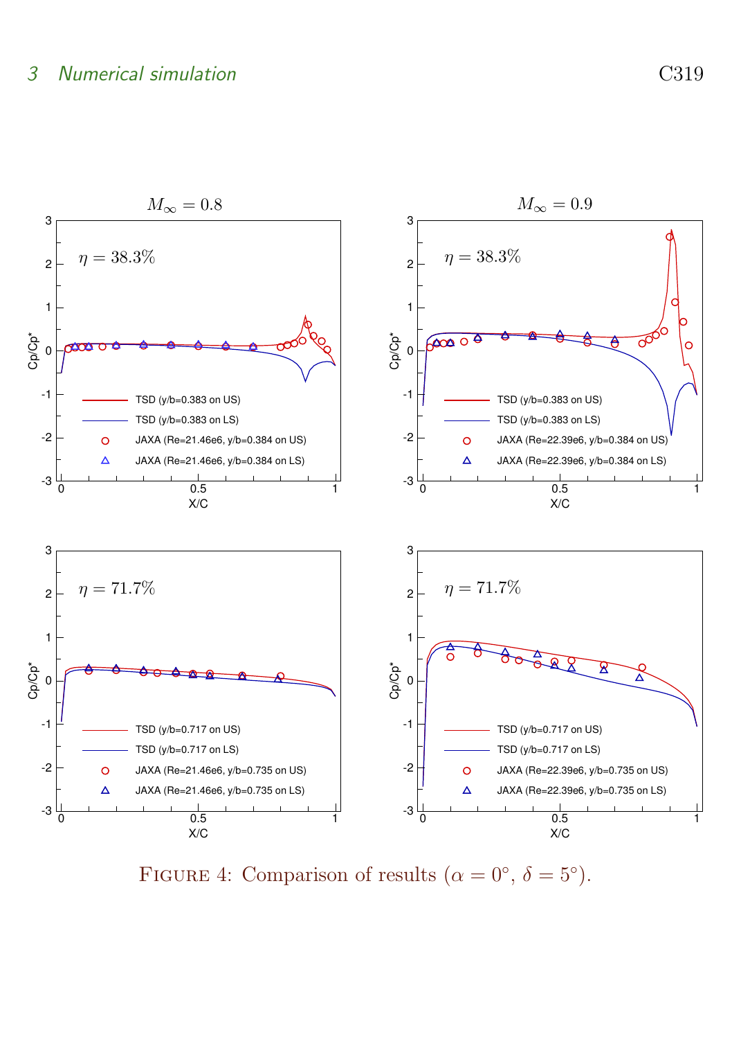FIGURE 4: Comparison of results ($\alpha = 0^\circ$, $\delta = 5^\circ$).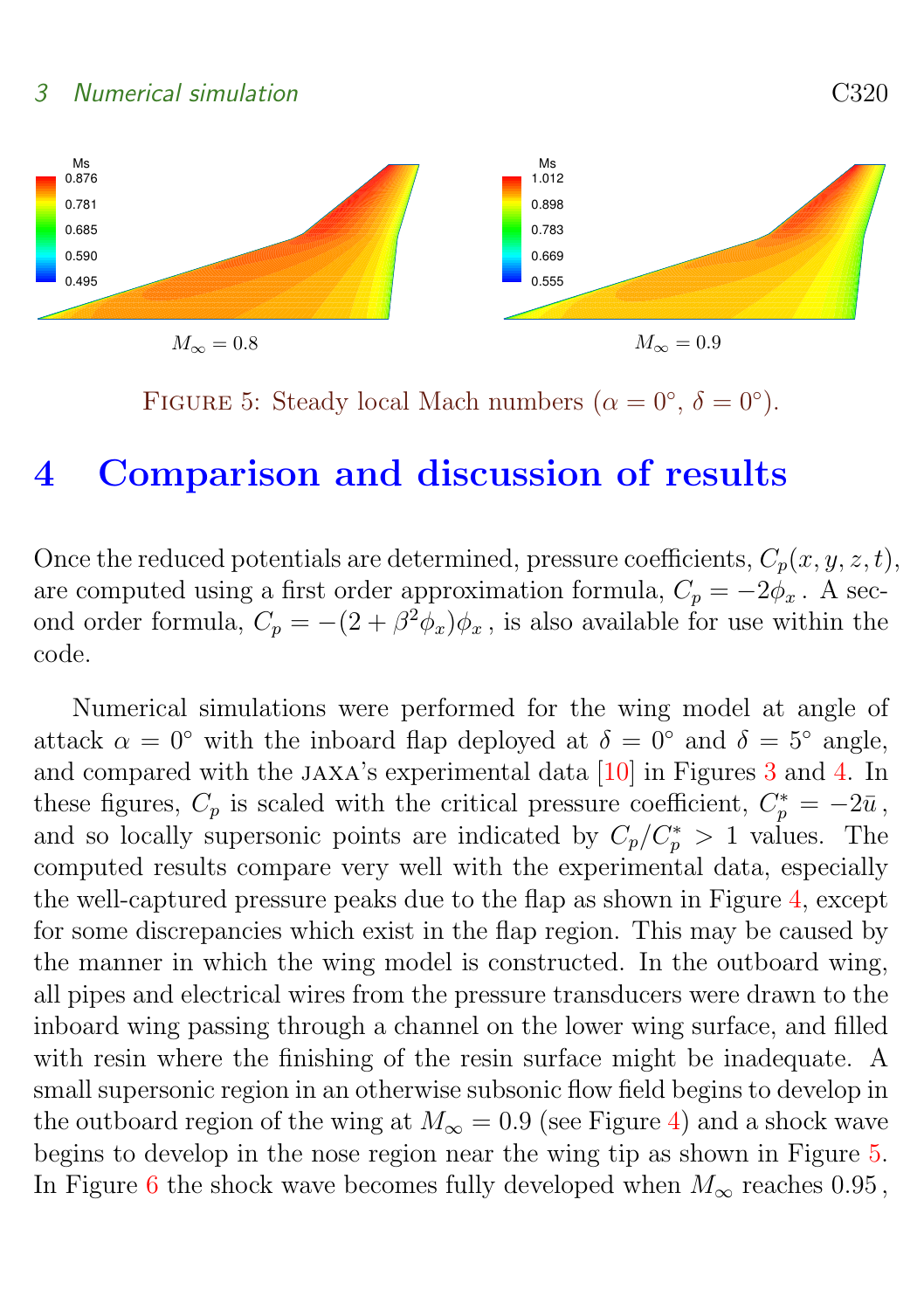FIGURE 5: Steady local Mach numbers ($\alpha = 0°$, $\delta = 0°$).

# 4 Comparison and discussion of results

Once the reduced potentials are determined, pressure coefficients, $C_p(x, y, z, t)$, are computed using a first order approximation formula, $C_p = -2\phi_x$. A second order formula, $C_p = -(2 + \beta^2\phi_x)\phi_x$, is also available for use within the code.

Numerical simulations were performed for the wing model at angle of attack $\alpha = 0°$ with the inboard flap deployed at $\delta = 0°$ and $\delta = 5°$ angle, and compared with the JAXA's experimental data [10] in Figures 3 and 4. In these figures, $C_p$ is scaled with the critical pressure coefficient, $C_p^* = -2\bar{u}$, and so locally supersonic points are indicated by $C_p/C_p^* > 1$ values. The computed results compare very well with the experimental data, especially the well-captured pressure peaks due to the flap as shown in Figure 4, except for some discrepancies which exist in the flap region. This may be caused by the manner in which the wing model is constructed. In the outboard wing, all pipes and electrical wires from the pressure transducers were drawn to the inboard wing passing through a channel on the lower wing surface, and filled with resin where the finishing of the resin surface might be inadequate. A small supersonic region in an otherwise subsonic flow field begins to develop in the outboard region of the wing at $M_\infty = 0.9$ (see Figure 4) and a shock wave begins to develop in the nose region near the wing tip as shown in Figure 5. In Figure 6 the shock wave becomes fully developed when $M_\infty$ reaches 0.95,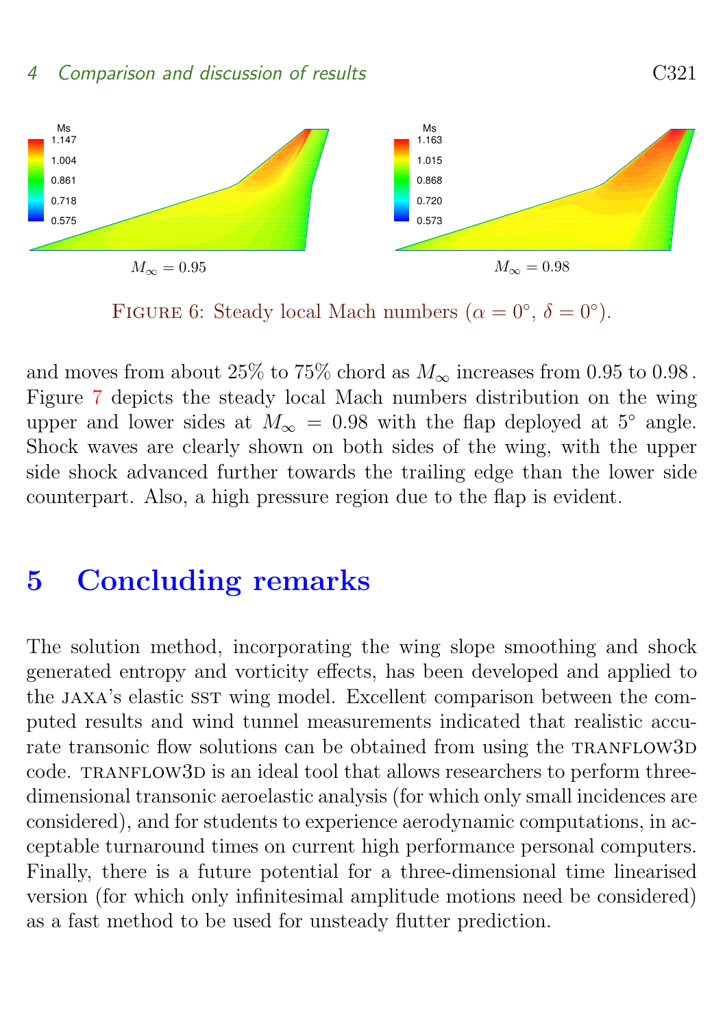FIGURE 6: Steady local Mach numbers ($\alpha = 0°$, $\delta = 0°$).

and moves from about 25% to 75% chord as $M_\infty$ increases from 0.95 to 0.98. Figure 7 depicts the steady local Mach numbers distribution on the wing upper and lower sides at $M_\infty = 0.98$ with the flap deployed at 5° angle. Shock waves are clearly shown on both sides of the wing, with the upper side shock advanced further towards the trailing edge than the lower side counterpart. Also, a high pressure region due to the flap is evident.

## 5 Concluding remarks

The solution method, incorporating the wing slope smoothing and shock generated entropy and vorticity effects, has been developed and applied to the JAXA's elastic SST wing model. Excellent comparison between the computed results and wind tunnel measurements indicated that realistic accurate transonic flow solutions can be obtained from using the TRANFLOW3D code. TRANFLOW3D is an ideal tool that allows researchers to perform three-dimensional transonic aeroelastic analysis (for which only small incidences are considered), and for students to experience aerodynamic computations, in acceptable turnaround times on current high performance personal computers. Finally, there is a future potential for a three-dimensional time linearised version (for which only infinitesimal amplitude motions need be considered) as a fast method to be used for unsteady flutter prediction.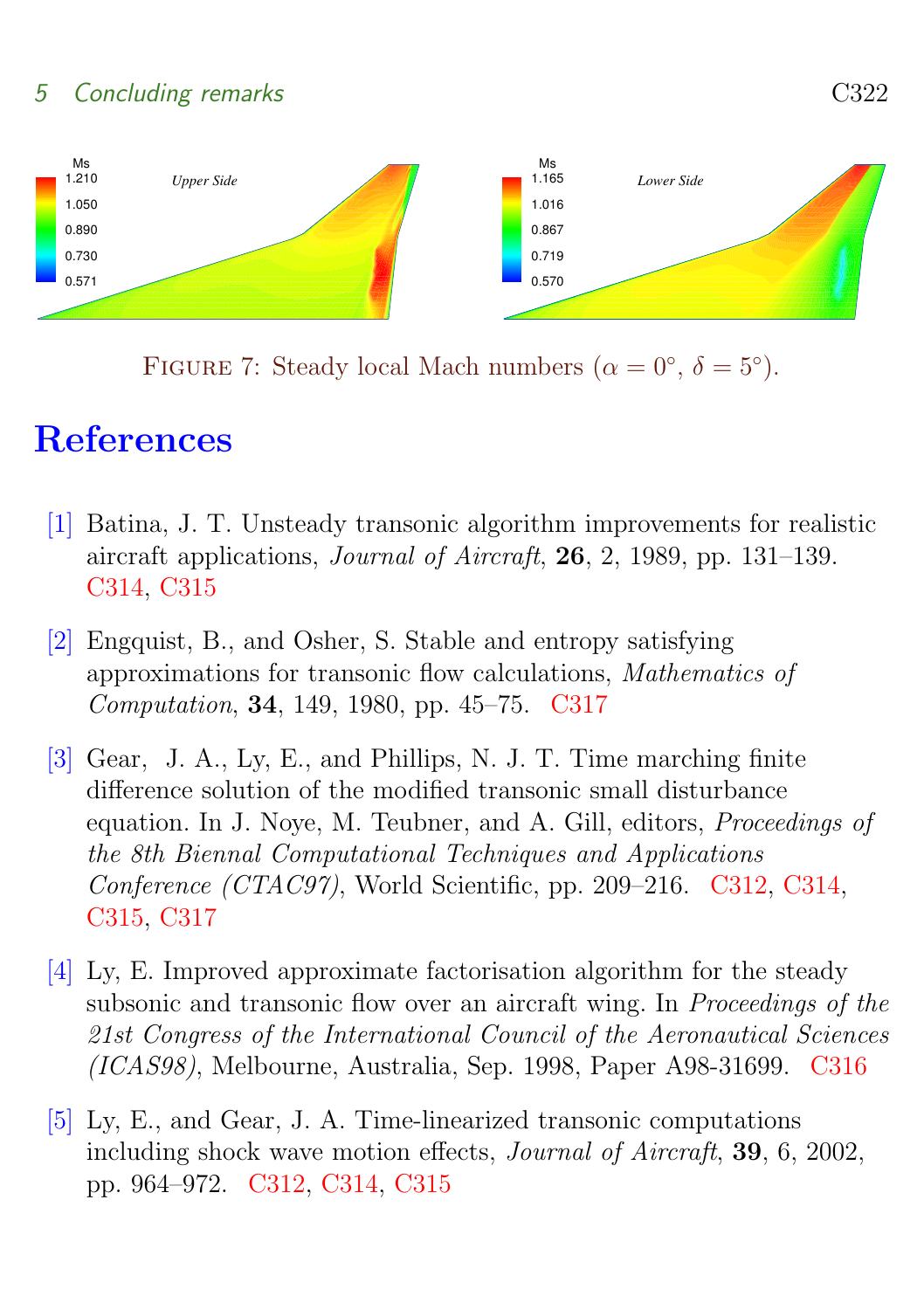FIGURE 7: Steady local Mach numbers ($\alpha = 0°$, $\delta = 5°$).

# References

[1] Batina, J. T. Unsteady transonic algorithm improvements for realistic aircraft applications, *Journal of Aircraft*, **26**, 2, 1989, pp. 131–139. C314, C315

[2] Engquist, B., and Osher, S. Stable and entropy satisfying approximations for transonic flow calculations, *Mathematics of Computation*, **34**, 149, 1980, pp. 45–75. C317

[3] Gear, J. A., Ly, E., and Phillips, N. J. T. Time marching finite difference solution of the modified transonic small disturbance equation. In J. Noye, M. Teubner, and A. Gill, editors, *Proceedings of the 8th Biennal Computational Techniques and Applications Conference (CTAC97)*, World Scientific, pp. 209–216. C312, C314, C315, C317

[4] Ly, E. Improved approximate factorisation algorithm for the steady subsonic and transonic flow over an aircraft wing. In *Proceedings of the 21st Congress of the International Council of the Aeronautical Sciences (ICAS98)*, Melbourne, Australia, Sep. 1998, Paper A98-31699. C316

[5] Ly, E., and Gear, J. A. Time-linearized transonic computations including shock wave motion effects, *Journal of Aircraft*, **39**, 6, 2002, pp. 964–972. C312, C314, C315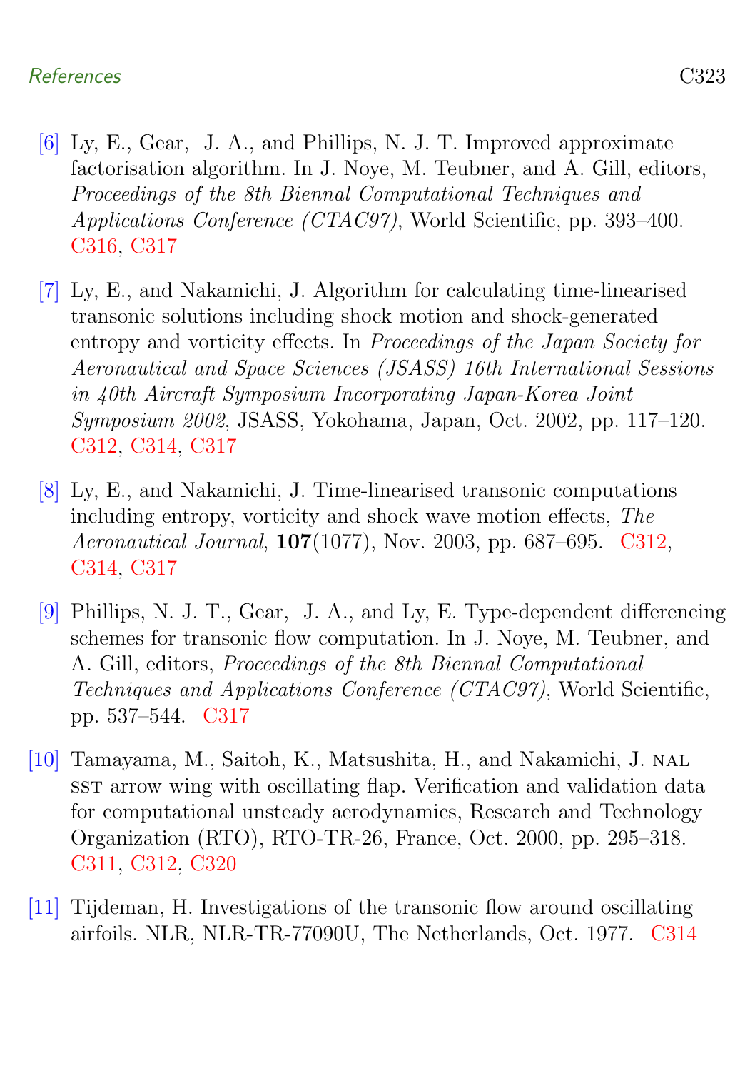[6] Ly, E., Gear, J. A., and Phillips, N. J. T. Improved approximate factorisation algorithm. In J. Noye, M. Teubner, and A. Gill, editors, *Proceedings of the 8th Biennal Computational Techniques and Applications Conference (CTAC97)*, World Scientific, pp. 393–400. C316, C317

[7] Ly, E., and Nakamichi, J. Algorithm for calculating time-linearised transonic solutions including shock motion and shock-generated entropy and vorticity effects. In *Proceedings of the Japan Society for Aeronautical and Space Sciences (JSASS) 16th International Sessions in 40th Aircraft Symposium Incorporating Japan-Korea Joint Symposium 2002*, JSASS, Yokohama, Japan, Oct. 2002, pp. 117–120. C312, C314, C317

[8] Ly, E., and Nakamichi, J. Time-linearised transonic computations including entropy, vorticity and shock wave motion effects, *The Aeronautical Journal*, **107**(1077), Nov. 2003, pp. 687–695. C312, C314, C317

[9] Phillips, N. J. T., Gear, J. A., and Ly, E. Type-dependent differencing schemes for transonic flow computation. In J. Noye, M. Teubner, and A. Gill, editors, *Proceedings of the 8th Biennal Computational Techniques and Applications Conference (CTAC97)*, World Scientific, pp. 537–544. C317

[10] Tamayama, M., Saitoh, K., Matsushita, H., and Nakamichi, J. NAL SST arrow wing with oscillating flap. Verification and validation data for computational unsteady aerodynamics, Research and Technology Organization (RTO), RTO-TR-26, France, Oct. 2000, pp. 295–318. C311, C312, C320

[11] Tijdeman, H. Investigations of the transonic flow around oscillating airfoils. NLR, NLR-TR-77090U, The Netherlands, Oct. 1977. C314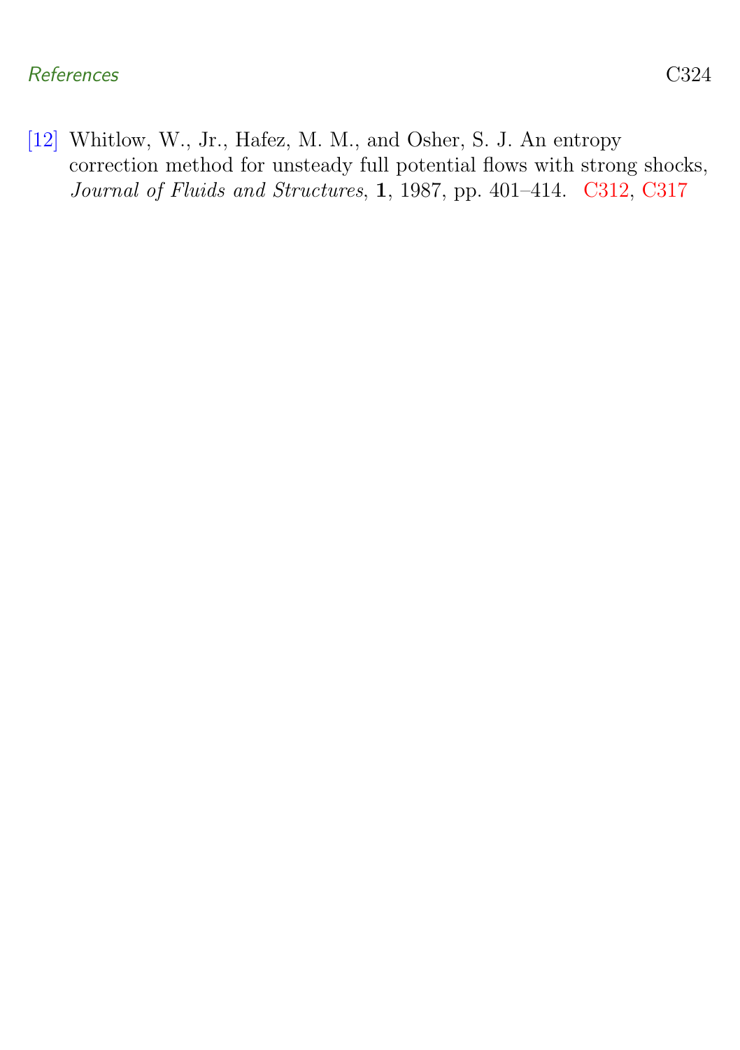[12] Whitlow, W., Jr., Hafez, M. M., and Osher, S. J. An entropy correction method for unsteady full potential flows with strong shocks, *Journal of Fluids and Structures*, **1**, 1987, pp. 401–414. C312, C317